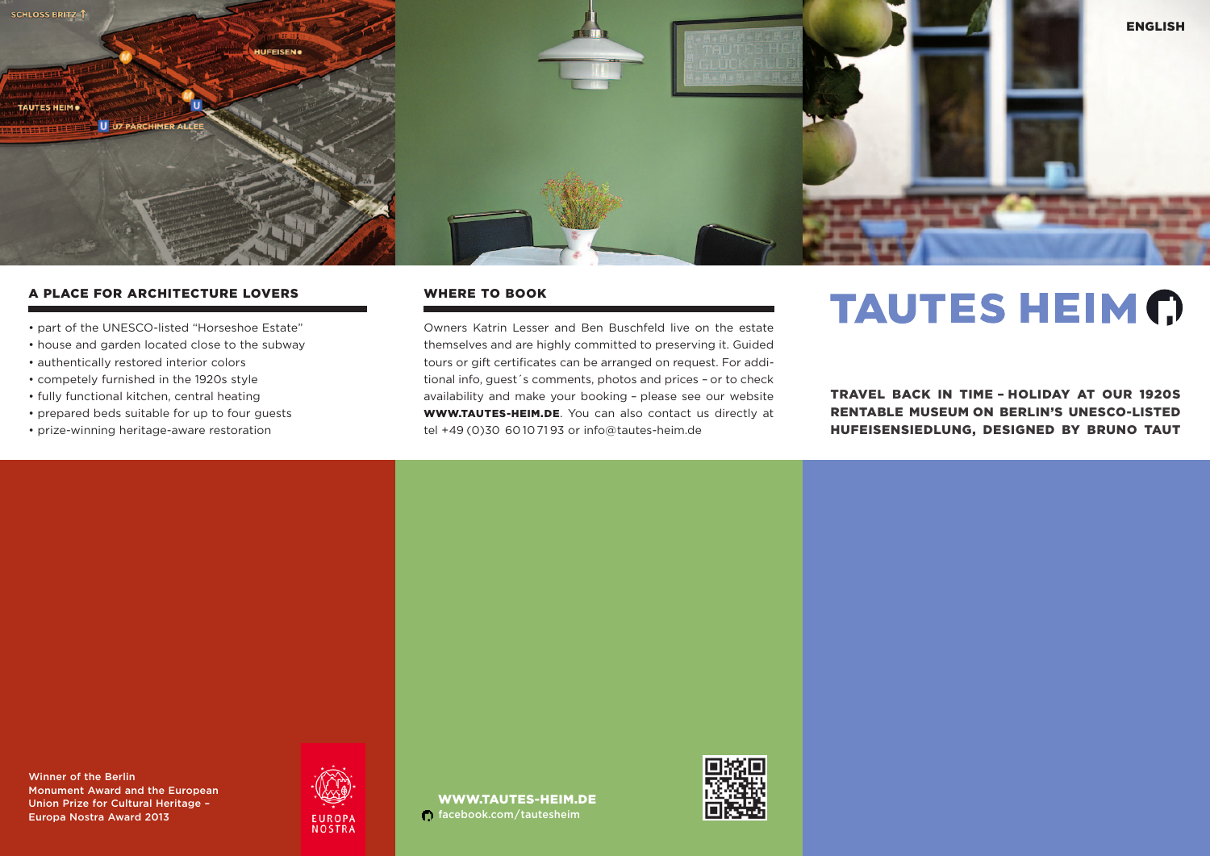ENGLISH

# TAUTES HEIM

**TRAVEL BACK IN TIME – HOLIDAY AT OUR 1920S RENTABLE MUSEUM ON BERLIN'S UNESCO-LISTED HUFEISENSIEDLUNG, DESIGNED BY BRUNO TAUT**

## A PLACE FOR ARCHITECTURE LOVERS

- part of the UNESCO-listed "Horseshoe Estate"
- house and garden located close to the subway
- authentically restored interior colors
- competely furnished in the 1920s style
- fully functional kitchen, central heating
- prepared beds suitable for up to four guests
- prize-winning heritage-aware restoration

## WHERE TO BOOK

Owners Katrin Lesser and Ben Buschfeld live on the estate themselves and are highly committed to preserving it. Guided tours or gift certificates can be arranged on request. For additional info, guest´s comments, photos and prices – or to check availability and make your booking – please see our website **WWW.TAUTES-HEIM.DE**. You can also contact us directly at tel +49 (0)30 60 10 71 93 or info@tautes-heim.de

Winner of the Berlin Monument Award and the European Union Prize for Cultural Heritage – Europa Nostra Award 2013

EUROPA NOSTRA

**WWW.TAUTES-HEIM.DE**
facebook.com/tautesheim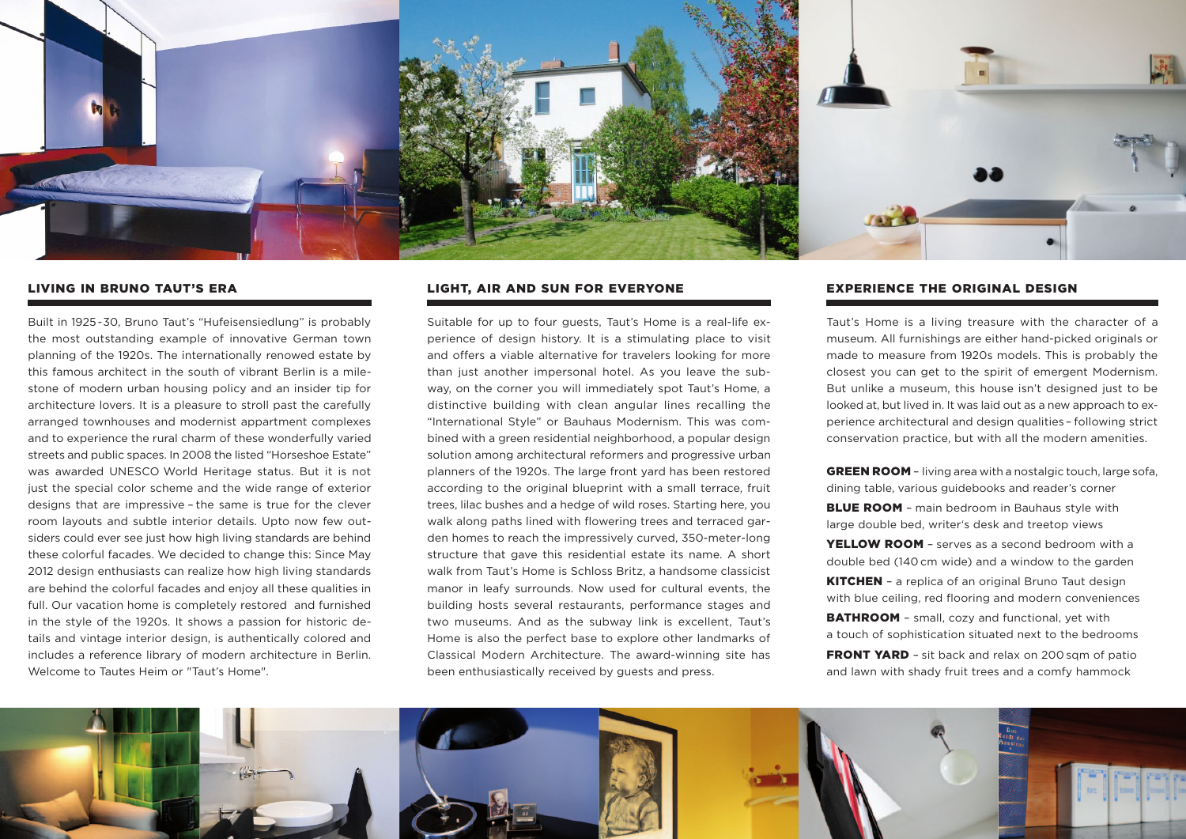## LIVING IN BRUNO TAUT'S ERA

Built in 1925-30, Bruno Taut's "Hufeisensiedlung" is probably the most outstanding example of innovative German town planning of the 1920s. The internationally renowned estate by this famous architect in the south of vibrant Berlin is a milestone of modern urban housing policy and an insider tip for architecture lovers. It is a pleasure to stroll past the carefully arranged townhouses and modernist appartment complexes and to experience the rural charm of these wonderfully varied streets and public spaces. In 2008 the listed "Horseshoe Estate" was awarded UNESCO World Heritage status. But it is not just the special color scheme and the wide range of exterior designs that are impressive – the same is true for the clever room layouts and subtle interior details. Upto now few outsiders could ever see just how high living standards are behind these colorful facades. We decided to change this: Since May 2012 design enthusiasts can realize how high living standards are behind the colorful facades and enjoy all these qualities in full. Our vacation home is completely restored and furnished in the style of the 1920s. It shows a passion for historic details and vintage interior design, is authentically colored and includes a reference library of modern architecture in Berlin. Welcome to Tautes Heim or "Taut's Home".

## LIGHT, AIR AND SUN FOR EVERYONE

Suitable for up to four guests, Taut's Home is a real-life experience of design history. It is a stimulating place to visit and offers a viable alternative for travelers looking for more than just another impersonal hotel. As you leave the subway, on the corner you will immediately spot Taut's Home, a distinctive building with clean angular lines recalling the "International Style" or Bauhaus Modernism. This was combined with a green residential neighborhood, a popular design solution among architectural reformers and progressive urban planners of the 1920s. The large front yard has been restored according to the original blueprint with a small terrace, fruit trees, lilac bushes and a hedge of wild roses. Starting here, you walk along paths lined with flowering trees and terraced garden homes to reach the impressively curved, 350-meter-long structure that gave this residential estate its name. A short walk from Taut's Home is Schloss Britz, a handsome classicist manor in leafy surrounds. Now used for cultural events, the building hosts several restaurants, performance stages and two museums. And as the subway link is excellent, Taut's Home is also the perfect base to explore other landmarks of Classical Modern Architecture. The award-winning site has been enthusiastically received by guests and press.

## EXPERIENCE THE ORIGINAL DESIGN

Taut's Home is a living treasure with the character of a museum. All furnishings are either hand-picked originals or made to measure from 1920s models. This is probably the closest you can get to the spirit of emergent Modernism. But unlike a museum, this house isn't designed just to be looked at, but lived in. It was laid out as a new approach to experience architectural and design qualities – following strict conservation practice, but with all the modern amenities.

**GREEN ROOM** – living area with a nostalgic touch, large sofa, dining table, various guidebooks and reader's corner

**BLUE ROOM** – main bedroom in Bauhaus style with large double bed, writer's desk and treetop views

**YELLOW ROOM** – serves as a second bedroom with a double bed (140 cm wide) and a window to the garden

**KITCHEN** – a replica of an original Bruno Taut design with blue ceiling, red flooring and modern conveniences

**BATHROOM** – small, cozy and functional, yet with a touch of sophistication situated next to the bedrooms

**FRONT YARD** – sit back and relax on 200 sqm of patio and lawn with shady fruit trees and a comfy hammock